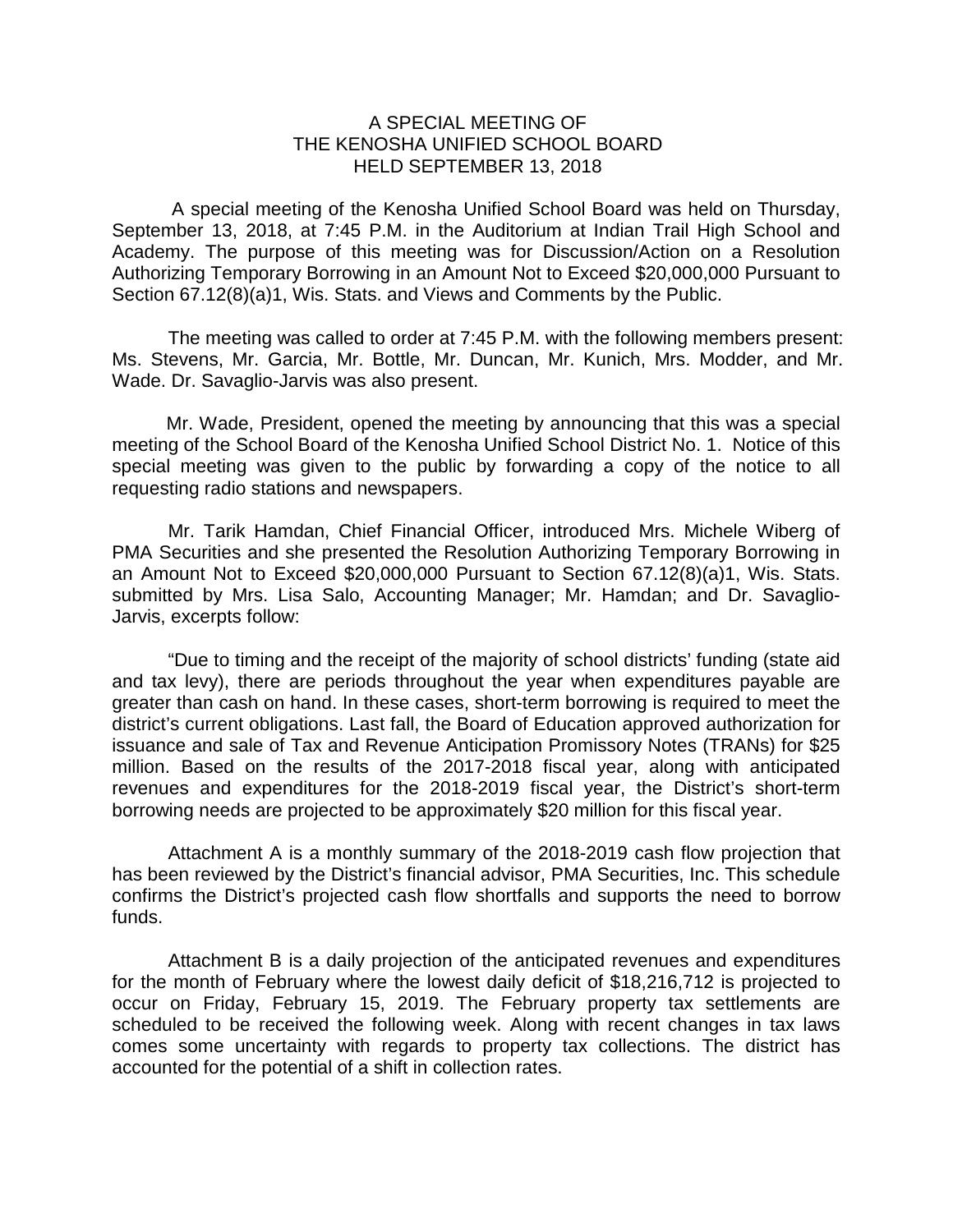# A SPECIAL MEETING OF THE KENOSHA UNIFIED SCHOOL BOARD HELD SEPTEMBER 13, 2018

A special meeting of the Kenosha Unified School Board was held on Thursday, September 13, 2018, at 7:45 P.M. in the Auditorium at Indian Trail High School and Academy. The purpose of this meeting was for Discussion/Action on a Resolution Authorizing Temporary Borrowing in an Amount Not to Exceed $20,000,000 Pursuant to Section 67.12(8)(a)1, Wis. Stats. and Views and Comments by the Public.

The meeting was called to order at 7:45 P.M. with the following members present: Ms. Stevens, Mr. Garcia, Mr. Bottle, Mr. Duncan, Mr. Kunich, Mrs. Modder, and Mr. Wade. Dr. Savaglio-Jarvis was also present.

Mr. Wade, President, opened the meeting by announcing that this was a special meeting of the School Board of the Kenosha Unified School District No. 1. Notice of this special meeting was given to the public by forwarding a copy of the notice to all requesting radio stations and newspapers.

Mr. Tarik Hamdan, Chief Financial Officer, introduced Mrs. Michele Wiberg of PMA Securities and she presented the Resolution Authorizing Temporary Borrowing in an Amount Not to Exceed $20,000,000 Pursuant to Section 67.12(8)(a)1, Wis. Stats. submitted by Mrs. Lisa Salo, Accounting Manager; Mr. Hamdan; and Dr. Savaglio-Jarvis, excerpts follow:

"Due to timing and the receipt of the majority of school districts' funding (state aid and tax levy), there are periods throughout the year when expenditures payable are greater than cash on hand. In these cases, short-term borrowing is required to meet the district's current obligations. Last fall, the Board of Education approved authorization for issuance and sale of Tax and Revenue Anticipation Promissory Notes (TRANs) for $25 million. Based on the results of the 2017-2018 fiscal year, along with anticipated revenues and expenditures for the 2018-2019 fiscal year, the District's short-term borrowing needs are projected to be approximately $20 million for this fiscal year.

Attachment A is a monthly summary of the 2018-2019 cash flow projection that has been reviewed by the District's financial advisor, PMA Securities, Inc. This schedule confirms the District's projected cash flow shortfalls and supports the need to borrow funds.

Attachment B is a daily projection of the anticipated revenues and expenditures for the month of February where the lowest daily deficit of $18,216,712 is projected to occur on Friday, February 15, 2019. The February property tax settlements are scheduled to be received the following week. Along with recent changes in tax laws comes some uncertainty with regards to property tax collections. The district has accounted for the potential of a shift in collection rates.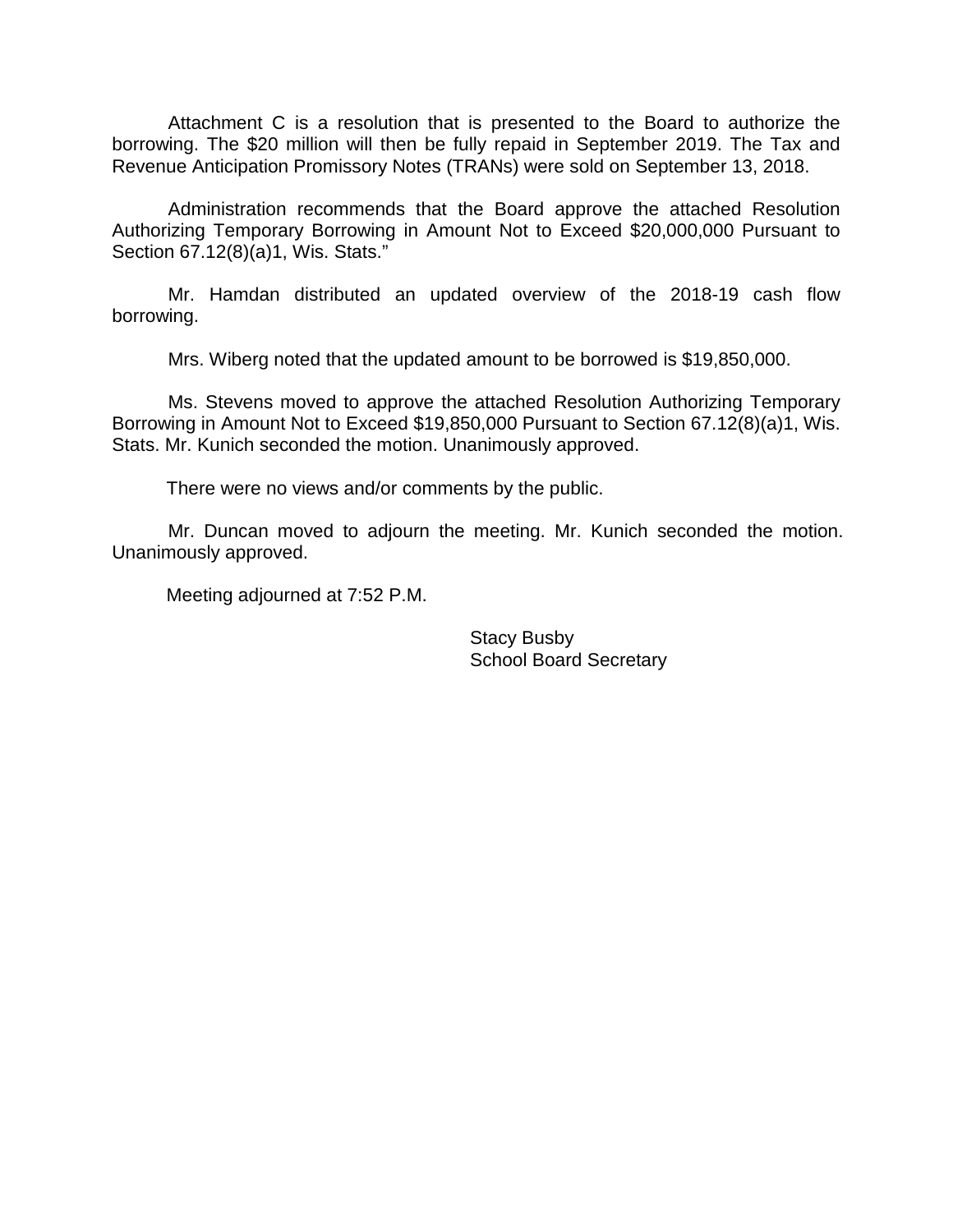Attachment C is a resolution that is presented to the Board to authorize the borrowing. The $20 million will then be fully repaid in September 2019. The Tax and Revenue Anticipation Promissory Notes (TRANs) were sold on September 13, 2018.

Administration recommends that the Board approve the attached Resolution Authorizing Temporary Borrowing in Amount Not to Exceed $20,000,000 Pursuant to Section 67.12(8)(a)1, Wis. Stats."

Mr. Hamdan distributed an updated overview of the 2018-19 cash flow borrowing.

Mrs. Wiberg noted that the updated amount to be borrowed is $19,850,000.

Ms. Stevens moved to approve the attached Resolution Authorizing Temporary Borrowing in Amount Not to Exceed $19,850,000 Pursuant to Section 67.12(8)(a)1, Wis. Stats. Mr. Kunich seconded the motion. Unanimously approved.

There were no views and/or comments by the public.

Mr. Duncan moved to adjourn the meeting. Mr. Kunich seconded the motion. Unanimously approved.

Meeting adjourned at 7:52 P.M.

Stacy Busby
School Board Secretary